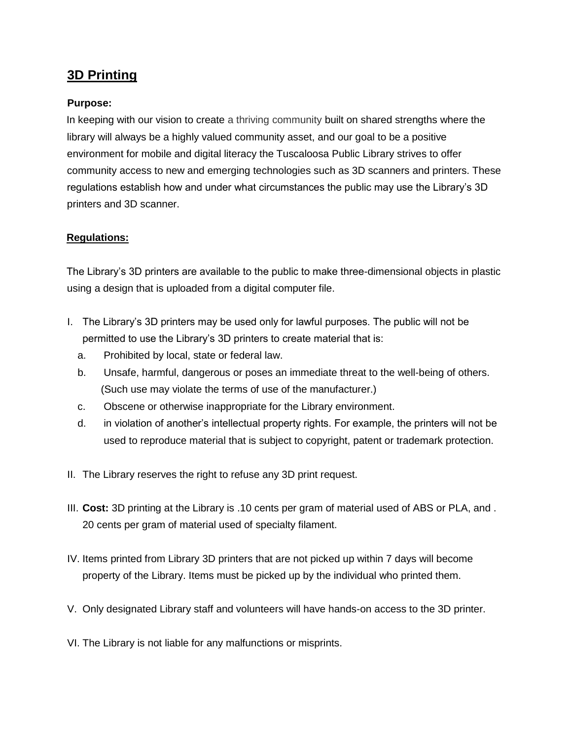# 3D Printing

**Purpose:**

In keeping with our vision to create a thriving community built on shared strengths where the library will always be a highly valued community asset, and our goal to be a positive environment for mobile and digital literacy the Tuscaloosa Public Library strives to offer community access to new and emerging technologies such as 3D scanners and printers. These regulations establish how and under what circumstances the public may use the Library's 3D printers and 3D scanner.

**Regulations:**

The Library's 3D printers are available to the public to make three-dimensional objects in plastic using a design that is uploaded from a digital computer file.

I. The Library's 3D printers may be used only for lawful purposes. The public will not be permitted to use the Library's 3D printers to create material that is:
   a. Prohibited by local, state or federal law.
   b. Unsafe, harmful, dangerous or poses an immediate threat to the well-being of others. (Such use may violate the terms of use of the manufacturer.)
   c. Obscene or otherwise inappropriate for the Library environment.
   d. in violation of another's intellectual property rights. For example, the printers will not be used to reproduce material that is subject to copyright, patent or trademark protection.

II. The Library reserves the right to refuse any 3D print request.

III. **Cost:** 3D printing at the Library is .10 cents per gram of material used of ABS or PLA, and .20 cents per gram of material used of specialty filament.

IV. Items printed from Library 3D printers that are not picked up within 7 days will become property of the Library. Items must be picked up by the individual who printed them.

V. Only designated Library staff and volunteers will have hands-on access to the 3D printer.

VI. The Library is not liable for any malfunctions or misprints.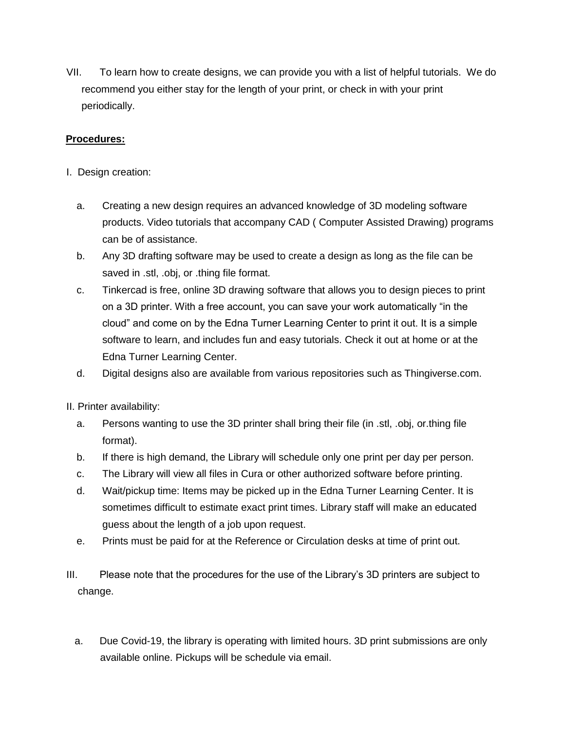VII. To learn how to create designs, we can provide you with a list of helpful tutorials. We do recommend you either stay for the length of your print, or check in with your print periodically.

**Procedures:**

I. Design creation:

a. Creating a new design requires an advanced knowledge of 3D modeling software products. Video tutorials that accompany CAD ( Computer Assisted Drawing) programs can be of assistance.

b. Any 3D drafting software may be used to create a design as long as the file can be saved in .stl, .obj, or .thing file format.

c. Tinkercad is free, online 3D drawing software that allows you to design pieces to print on a 3D printer. With a free account, you can save your work automatically "in the cloud" and come on by the Edna Turner Learning Center to print it out. It is a simple software to learn, and includes fun and easy tutorials. Check it out at home or at the Edna Turner Learning Center.

d. Digital designs also are available from various repositories such as Thingiverse.com.

II. Printer availability:

a. Persons wanting to use the 3D printer shall bring their file (in .stl, .obj, or.thing file format).

b. If there is high demand, the Library will schedule only one print per day per person.

c. The Library will view all files in Cura or other authorized software before printing.

d. Wait/pickup time: Items may be picked up in the Edna Turner Learning Center. It is sometimes difficult to estimate exact print times. Library staff will make an educated guess about the length of a job upon request.

e. Prints must be paid for at the Reference or Circulation desks at time of print out.

III. Please note that the procedures for the use of the Library's 3D printers are subject to change.

a. Due Covid-19, the library is operating with limited hours. 3D print submissions are only available online. Pickups will be schedule via email.